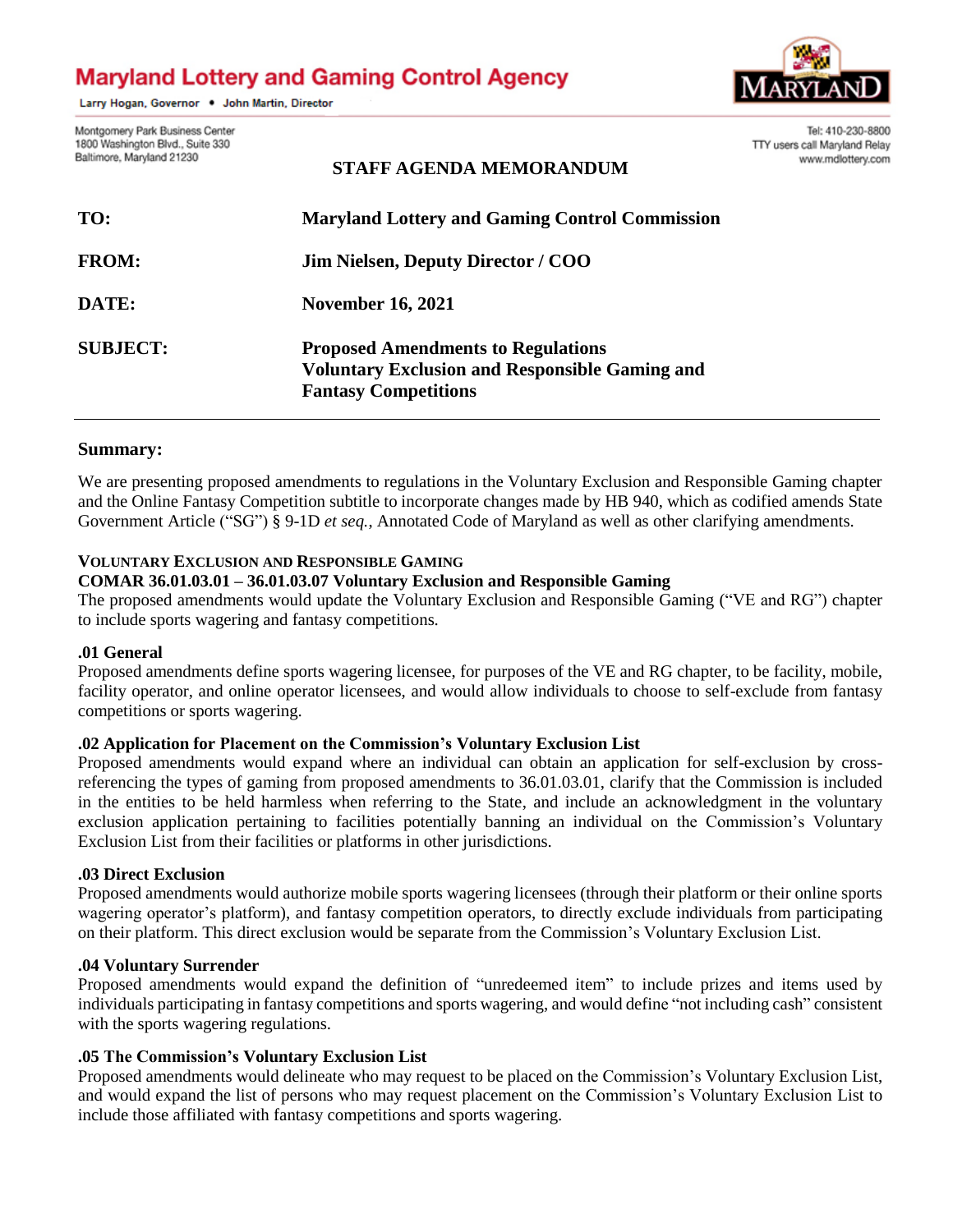# Maryland Lottery and Gaming Control Agency

Larry Hogan, Governor • John Martin, Director

Montgomery Park Business Center
1800 Washington Blvd., Suite 330
Baltimore, Maryland 21230

Tel: 410-230-8800
TTY users call Maryland Relay
www.mdlottery.com

## STAFF AGENDA MEMORANDUM

| | |
|---|---|
| **TO:** | **Maryland Lottery and Gaming Control Commission** |
| **FROM:** | **Jim Nielsen, Deputy Director / COO** |
| **DATE:** | **November 16, 2021** |
| **SUBJECT:** | **Proposed Amendments to Regulations Voluntary Exclusion and Responsible Gaming and Fantasy Competitions** |

---

### Summary:

We are presenting proposed amendments to regulations in the Voluntary Exclusion and Responsible Gaming chapter and the Online Fantasy Competition subtitle to incorporate changes made by HB 940, which as codified amends State Government Article ("SG") § 9-1D *et seq.*, Annotated Code of Maryland as well as other clarifying amendments.

**VOLUNTARY EXCLUSION AND RESPONSIBLE GAMING**

**COMAR 36.01.03.01 – 36.01.03.07 Voluntary Exclusion and Responsible Gaming**

The proposed amendments would update the Voluntary Exclusion and Responsible Gaming ("VE and RG") chapter to include sports wagering and fantasy competitions.

**.01 General**

Proposed amendments define sports wagering licensee, for purposes of the VE and RG chapter, to be facility, mobile, facility operator, and online operator licensees, and would allow individuals to choose to self-exclude from fantasy competitions or sports wagering.

**.02 Application for Placement on the Commission's Voluntary Exclusion List**

Proposed amendments would expand where an individual can obtain an application for self-exclusion by cross-referencing the types of gaming from proposed amendments to 36.01.03.01, clarify that the Commission is included in the entities to be held harmless when referring to the State, and include an acknowledgment in the voluntary exclusion application pertaining to facilities potentially banning an individual on the Commission's Voluntary Exclusion List from their facilities or platforms in other jurisdictions.

**.03 Direct Exclusion**

Proposed amendments would authorize mobile sports wagering licensees (through their platform or their online sports wagering operator's platform), and fantasy competition operators, to directly exclude individuals from participating on their platform. This direct exclusion would be separate from the Commission's Voluntary Exclusion List.

**.04 Voluntary Surrender**

Proposed amendments would expand the definition of "unredeemed item" to include prizes and items used by individuals participating in fantasy competitions and sports wagering, and would define "not including cash" consistent with the sports wagering regulations.

**.05 The Commission's Voluntary Exclusion List**

Proposed amendments would delineate who may request to be placed on the Commission's Voluntary Exclusion List, and would expand the list of persons who may request placement on the Commission's Voluntary Exclusion List to include those affiliated with fantasy competitions and sports wagering.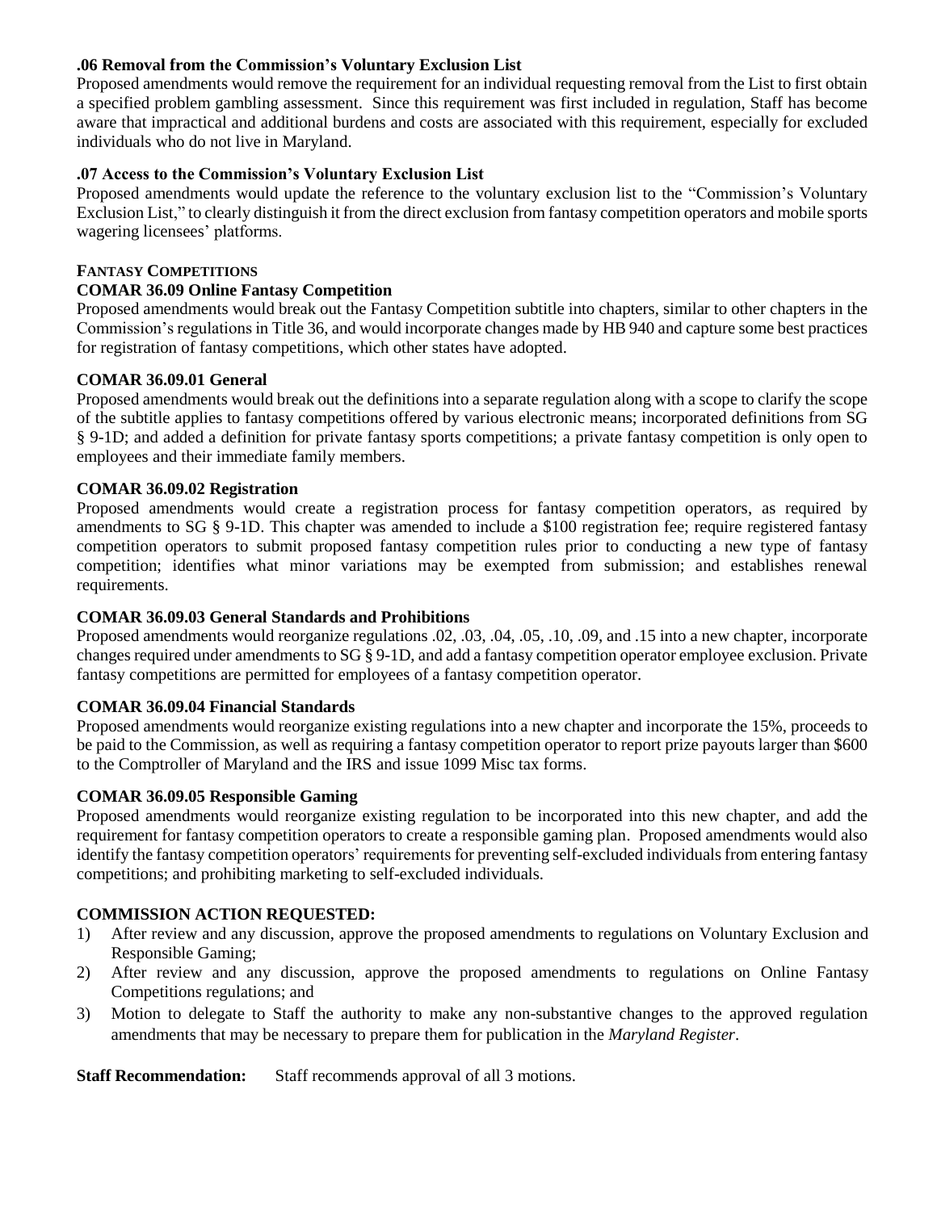**.06 Removal from the Commission's Voluntary Exclusion List**

Proposed amendments would remove the requirement for an individual requesting removal from the List to first obtain a specified problem gambling assessment. Since this requirement was first included in regulation, Staff has become aware that impractical and additional burdens and costs are associated with this requirement, especially for excluded individuals who do not live in Maryland.

**.07 Access to the Commission's Voluntary Exclusion List**

Proposed amendments would update the reference to the voluntary exclusion list to the "Commission's Voluntary Exclusion List," to clearly distinguish it from the direct exclusion from fantasy competition operators and mobile sports wagering licensees' platforms.

**FANTASY COMPETITIONS**

**COMAR 36.09 Online Fantasy Competition**

Proposed amendments would break out the Fantasy Competition subtitle into chapters, similar to other chapters in the Commission's regulations in Title 36, and would incorporate changes made by HB 940 and capture some best practices for registration of fantasy competitions, which other states have adopted.

**COMAR 36.09.01 General**

Proposed amendments would break out the definitions into a separate regulation along with a scope to clarify the scope of the subtitle applies to fantasy competitions offered by various electronic means; incorporated definitions from SG § 9-1D; and added a definition for private fantasy sports competitions; a private fantasy competition is only open to employees and their immediate family members.

**COMAR 36.09.02 Registration**

Proposed amendments would create a registration process for fantasy competition operators, as required by amendments to SG § 9-1D. This chapter was amended to include a $100 registration fee; require registered fantasy competition operators to submit proposed fantasy competition rules prior to conducting a new type of fantasy competition; identifies what minor variations may be exempted from submission; and establishes renewal requirements.

**COMAR 36.09.03 General Standards and Prohibitions**

Proposed amendments would reorganize regulations .02, .03, .04, .05, .10, .09, and .15 into a new chapter, incorporate changes required under amendments to SG § 9-1D, and add a fantasy competition operator employee exclusion. Private fantasy competitions are permitted for employees of a fantasy competition operator.

**COMAR 36.09.04 Financial Standards**

Proposed amendments would reorganize existing regulations into a new chapter and incorporate the 15%, proceeds to be paid to the Commission, as well as requiring a fantasy competition operator to report prize payouts larger than $600 to the Comptroller of Maryland and the IRS and issue 1099 Misc tax forms.

**COMAR 36.09.05 Responsible Gaming**

Proposed amendments would reorganize existing regulation to be incorporated into this new chapter, and add the requirement for fantasy competition operators to create a responsible gaming plan. Proposed amendments would also identify the fantasy competition operators' requirements for preventing self-excluded individuals from entering fantasy competitions; and prohibiting marketing to self-excluded individuals.

**COMMISSION ACTION REQUESTED:**

1) After review and any discussion, approve the proposed amendments to regulations on Voluntary Exclusion and Responsible Gaming;
2) After review and any discussion, approve the proposed amendments to regulations on Online Fantasy Competitions regulations; and
3) Motion to delegate to Staff the authority to make any non-substantive changes to the approved regulation amendments that may be necessary to prepare them for publication in the *Maryland Register*.

**Staff Recommendation:** Staff recommends approval of all 3 motions.